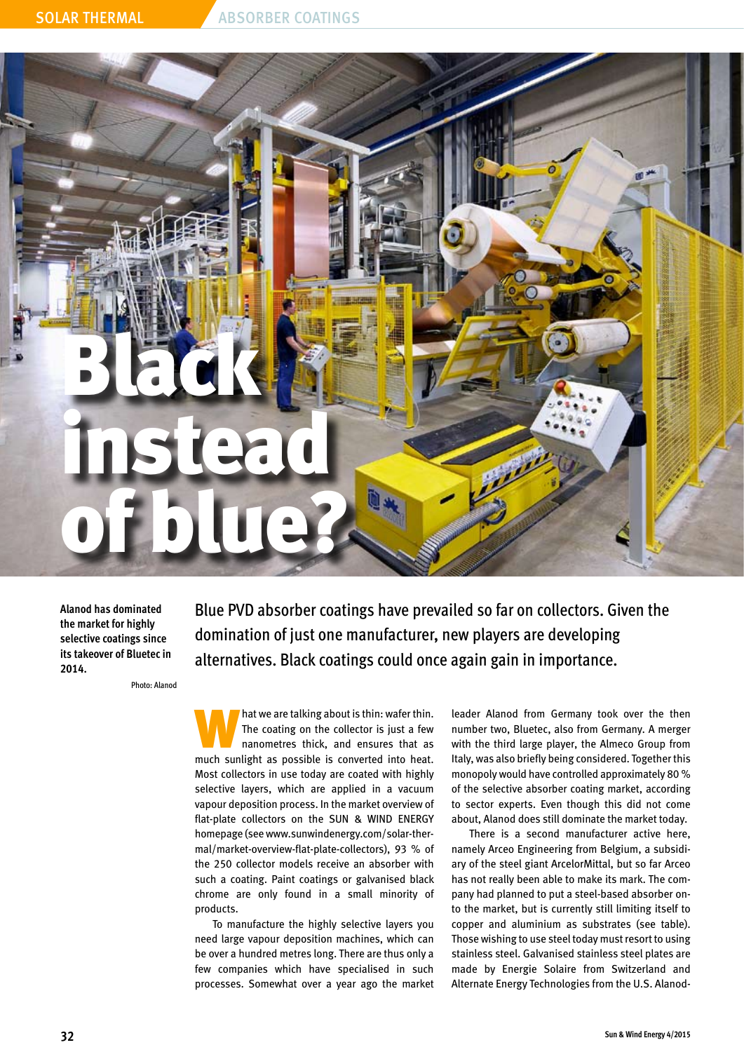# Black instead of blue?

Alanod has dominated the market for highly selective coatings since its takeover of Bluetec in 2014.

Photo: Alanod

**Blue PVD absorber coatings have prevailed so far on collectors. Given the domination of just one manufacturer, new players are developing alternatives. Black coatings could once again gain in importance.**

What we are talking about is thin: wafer thin. The coating on the collector is just a few nanometres thick, and ensures that as much sunlight as possible is converted into heat. Most collectors in use today are coated with highly selective layers, which are applied in a vacuum vapour deposition process. In the market overview of flat-plate collectors on the SUN & WIND ENERGY homepage (see www.sunwindenergy.com/solar-thermal/market-overview-flat-plate-collectors), 93 % of the 250 collector models receive an absorber with such a coating. Paint coatings or galvanised black chrome are only found in a small minority of products.

To manufacture the highly selective layers you need large vapour deposition machines, which can be over a hundred metres long. There are thus only a few companies which have specialised in such processes. Somewhat over a year ago the market leader Alanod from Germany took over the then number two, Bluetec, also from Germany. A merger with the third large player, the Almeco Group from Italy, was also briefly being considered. Together this monopoly would have controlled approximately 80 % of the selective absorber coating market, according to sector experts. Even though this did not come about, Alanod does still dominate the market today.

There is a second manufacturer active here, namely Arceo Engineering from Belgium, a subsidiary of the steel giant ArcelorMittal, but so far Arceo has not really been able to make its mark. The company had planned to put a steel-based absorber onto the market, but is currently still limiting itself to copper and aluminium as substrates (see table). Those wishing to use steel today must resort to using stainless steel. Galvanised stainless steel plates are made by Energie Solaire from Switzerland and Alternate Energy Technologies from the U.S. Alanod-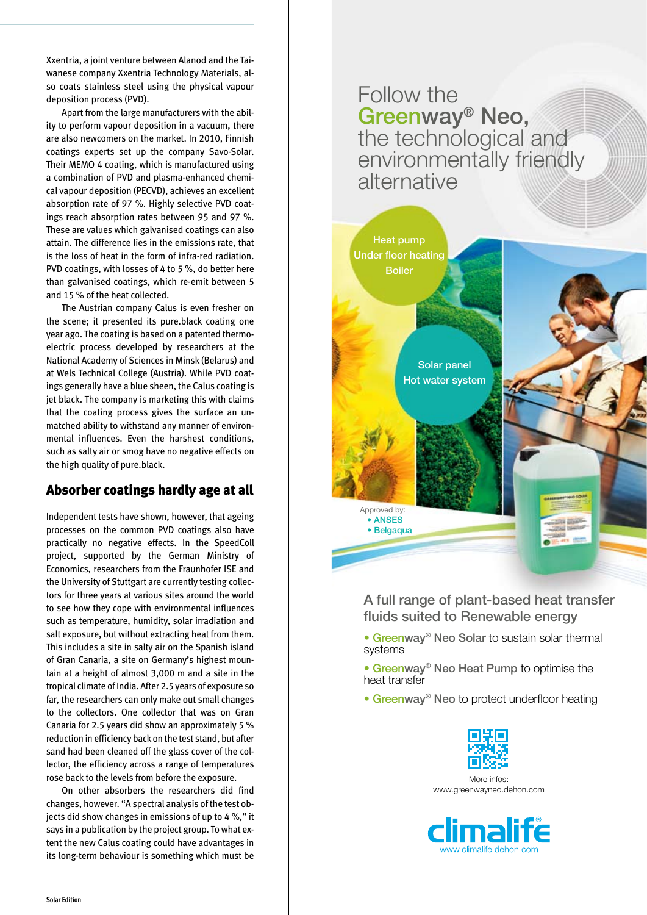Xxentria, a joint venture between Alanod and the Taiwanese company Xxentria Technology Materials, also coats stainless steel using the physical vapour deposition process (PVD).

Apart from the large manufacturers with the ability to perform vapour deposition in a vacuum, there are also newcomers on the market. In 2010, Finnish coatings experts set up the company Savo-Solar. Their MEMO 4 coating, which is manufactured using a combination of PVD and plasma-enhanced chemical vapour deposition (PECVD), achieves an excellent absorption rate of 97 %. Highly selective PVD coatings reach absorption rates between 95 and 97 %. These are values which galvanised coatings can also attain. The difference lies in the emissions rate, that is the loss of heat in the form of infra-red radiation. PVD coatings, with losses of 4 to 5 %, do better here than galvanised coatings, which re-emit between 5 and 15 % of the heat collected.

The Austrian company Calus is even fresher on the scene; it presented its pure.black coating one year ago. The coating is based on a patented thermoelectric process developed by researchers at the National Academy of Sciences in Minsk (Belarus) and at Wels Technical College (Austria). While PVD coatings generally have a blue sheen, the Calus coating is jet black. The company is marketing this with claims that the coating process gives the surface an unmatched ability to withstand any manner of environmental influences. Even the harshest conditions, such as salty air or smog have no negative effects on the high quality of pure.black.

## Absorber coatings hardly age at all

Independent tests have shown, however, that ageing processes on the common PVD coatings also have practically no negative effects. In the SpeedColl project, supported by the German Ministry of Economics, researchers from the Fraunhofer ISE and the University of Stuttgart are currently testing collectors for three years at various sites around the world to see how they cope with environmental influences such as temperature, humidity, solar irradiation and salt exposure, but without extracting heat from them. This includes a site in salty air on the Spanish island of Gran Canaria, a site on Germany's highest mountain at a height of almost 3,000 m and a site in the tropical climate of India. After 2.5 years of exposure so far, the researchers can only make out small changes to the collectors. One collector that was on Gran Canaria for 2.5 years did show an approximately 5 % reduction in efficiency back on the test stand, but after sand had been cleaned off the glass cover of the collector, the efficiency across a range of temperatures rose back to the levels from before the exposure.

On other absorbers the researchers did find changes, however. "A spectral analysis of the test objects did show changes in emissions of up to 4 %," it says in a publication by the project group. To what extent the new Calus coating could have advantages in its long-term behaviour is something which must be

---

# Follow the Greenway® Neo, the technological and environmentally friendly alternative

Heat pump
Under floor heating
Boiler

Solar panel
Hot water system

Approved by:
- ANSES
- Belgaqua

## A full range of plant-based heat transfer fluids suited to Renewable energy

- Greenway® Neo Solar to sustain solar thermal systems
- Greenway® Neo Heat Pump to optimise the heat transfer
- Greenway® Neo to protect underfloor heating

More infos:
www.greenwayneo.dehon.com

climalife®
www.climalife.dehon.com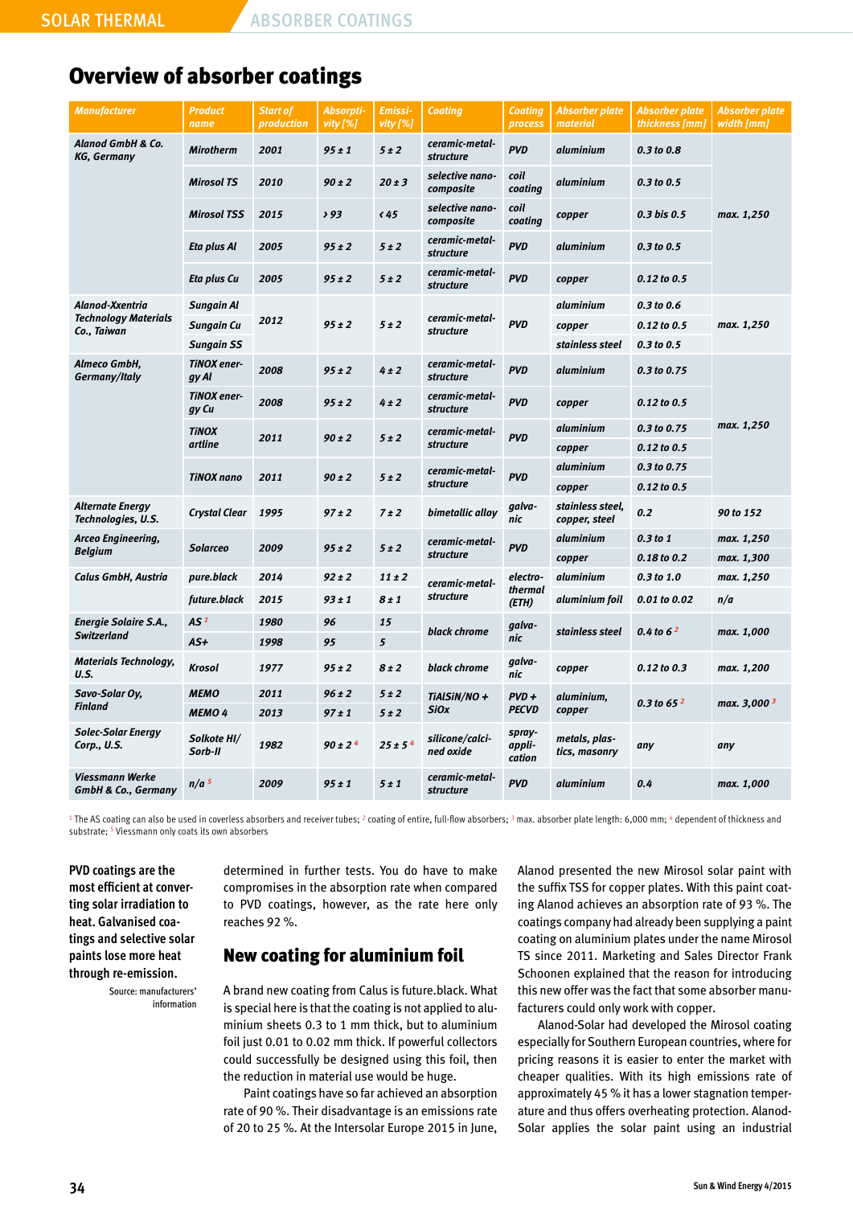## Overview of absorber coatings

| Manufacturer | Product name | Start of production | Absorptivity [%] | Emissivity [%] | Coating | Coating process | Absorber plate material | Absorber plate thickness [mm] | Absorber plate width [mm] |
|---|---|---|---|---|---|---|---|---|---|
| Alanod GmbH & Co. KG, Germany | Mirotherm | 2001 | 95 ± 1 | 5 ± 2 | ceramic-metal-structure | PVD | aluminium | 0.3 to 0.8 | max. 1,250 |
| | Mirosol TS | 2010 | 90 ± 2 | 20 ± 3 | selective nano-composite | coil coating | aluminium | 0.3 to 0.5 | |
| | Mirosol TSS | 2015 | › 93 | ‹ 45 | selective nano-composite | coil coating | copper | 0.3 bis 0.5 | |
| | Eta plus Al | 2005 | 95 ± 2 | 5 ± 2 | ceramic-metal-structure | PVD | aluminium | 0.3 to 0.5 | |
| | Eta plus Cu | 2005 | 95 ± 2 | 5 ± 2 | ceramic-metal-structure | PVD | copper | 0.12 to 0.5 | |
| Alanod-Xxentria Technology Materials Co., Taiwan | Sungain Al | 2012 | 95 ± 2 | 5 ± 2 | ceramic-metal-structure | PVD | aluminium | 0.3 to 0.6 | max. 1,250 |
| | Sungain Cu | | | | | | copper | 0.12 to 0.5 | |
| | Sungain SS | | | | | | stainless steel | 0.3 to 0.5 | |
| Almeco GmbH, Germany/Italy | TiNOX energy Al | 2008 | 95 ± 2 | 4 ± 2 | ceramic-metal-structure | PVD | aluminium | 0.3 to 0.75 | max. 1,250 |
| | TiNOX energy Cu | 2008 | 95 ± 2 | 4 ± 2 | ceramic-metal-structure | PVD | copper | 0.12 to 0.5 | |
| | TiNOX artline | 2011 | 90 ± 2 | 5 ± 2 | ceramic-metal-structure | PVD | aluminium | 0.3 to 0.75 | |
| | | | | | | | copper | 0.12 to 0.5 | |
| | TiNOX nano | 2011 | 90 ± 2 | 5 ± 2 | ceramic-metal-structure | PVD | aluminium | 0.3 to 0.75 | |
| | | | | | | | copper | 0.12 to 0.5 | |
| Alternate Energy Technologies, U.S. | Crystal Clear | 1995 | 97 ± 2 | 7 ± 2 | bimetallic alloy | galvanic | stainless steel, copper, steel | 0.2 | 90 to 152 |
| Arceo Engineering, Belgium | Solarceo | 2009 | 95 ± 2 | 5 ± 2 | ceramic-metal-structure | PVD | aluminium | 0.3 to 1 | max. 1,250 |
| | | | | | | | copper | 0.18 to 0.2 | max. 1,300 |
| Calus GmbH, Austria | pure.black | 2014 | 92 ± 2 | 11 ± 2 | ceramic-metal-structure | electro-thermal (ETH) | aluminium | 0.3 to 1.0 | max. 1,250 |
| | future.black | 2015 | 93 ± 1 | 8 ± 1 | | | aluminium foil | 0.01 to 0.02 | n/a |
| Energie Solaire S.A., Switzerland | AS [1] | 1980 | 96 | 15 | black chrome | galvanic | stainless steel | 0.4 to 6 [2] | max. 1,000 |
| | AS+ | 1998 | 95 | 5 | | | | | |
| Materials Technology, U.S. | Krosol | 1977 | 95 ± 2 | 8 ± 2 | black chrome | galvanic | copper | 0.12 to 0.3 | max. 1,200 |
| Savo-Solar Oy, Finland | MEMO | 2011 | 96 ± 2 | 5 ± 2 | TiAlSiN/NO + SiOx | PVD + PECVD | aluminium, copper | 0.3 to 65 [2] | max. 3,000 [3] |
| | MEMO 4 | 2013 | 97 ± 1 | 5 ± 2 | | | | | |
| Solec-Solar Energy Corp., U.S. | Solkote HI/Sorb-II | 1982 | 90 ± 2 [4] | 25 ± 5 [4] | silicone/calcined oxide | spray-application | metals, plastics, masonry | any | any |
| Viessmann Werke GmbH & Co., Germany | n/a [5] | 2009 | 95 ± 1 | 5 ± 1 | ceramic-metal-structure | PVD | aluminium | 0.4 | max. 1,000 |

[1] The AS coating can also be used in coverless absorbers and receiver tubes; [2] coating of entire, full-flow absorbers; [3] max. absorber plate length: 6,000 mm; [4] dependent of thickness and substrate; [5] Viessmann only coats its own absorbers

**PVD coatings are the most efficient at converting solar irradiation to heat. Galvanised coatings and selective solar paints lose more heat through re-emission.**

Source: manufacturers' information

determined in further tests. You do have to make compromises in the absorption rate when compared to PVD coatings, however, as the rate here only reaches 92 %.

## New coating for aluminium foil

A brand new coating from Calus is future.black. What is special here is that the coating is not applied to aluminium sheets 0.3 to 1 mm thick, but to aluminium foil just 0.01 to 0.02 mm thick. If powerful collectors could successfully be designed using this foil, then the reduction in material use would be huge.

Paint coatings have so far achieved an absorption rate of 90 %. Their disadvantage is an emissions rate of 20 to 25 %. At the Intersolar Europe 2015 in June, Alanod presented the new Mirosol solar paint with the suffix TSS for copper plates. With this paint coating Alanod achieves an absorption rate of 93 %. The coatings company had already been supplying a paint coating on aluminium plates under the name Mirosol TS since 2011. Marketing and Sales Director Frank Schoonen explained that the reason for introducing this new offer was the fact that some absorber manufacturers could only work with copper.

Alanod-Solar had developed the Mirosol coating especially for Southern European countries, where for pricing reasons it is easier to enter the market with cheaper qualities. With its high emissions rate of approximately 45 % it has a lower stagnation temperature and thus offers overheating protection. Alanod-Solar applies the solar paint using an industrial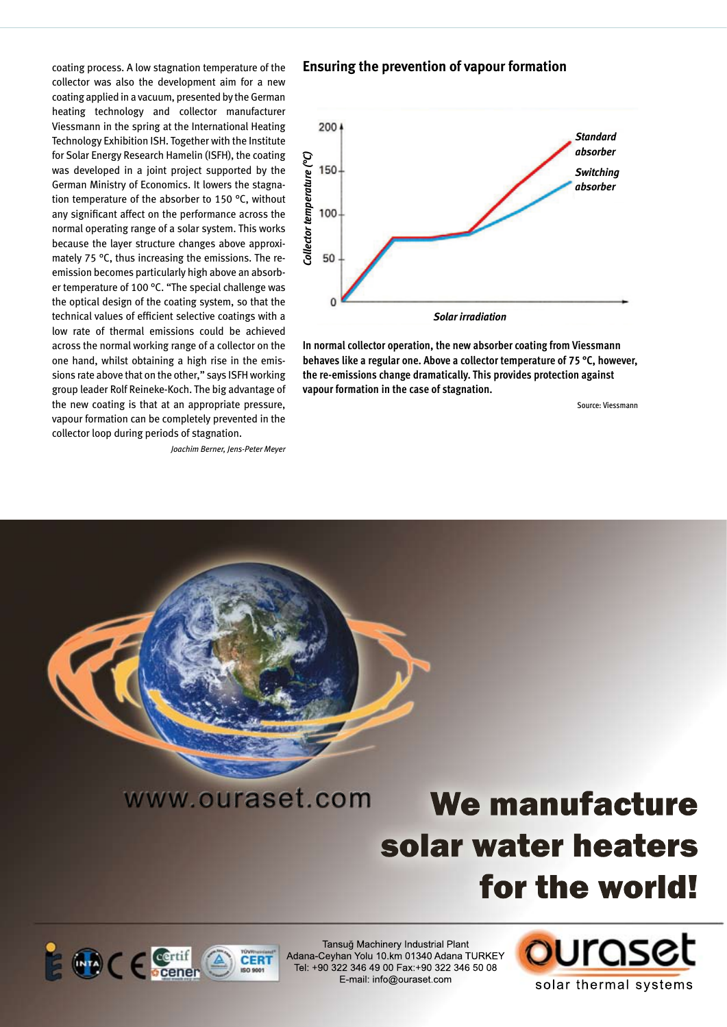coating process. A low stagnation temperature of the collector was also the development aim for a new coating applied in a vacuum, presented by the German heating technology and collector manufacturer Viessmann in the spring at the International Heating Technology Exhibition ISH. Together with the Institute for Solar Energy Research Hamelin (ISFH), the coating was developed in a joint project supported by the German Ministry of Economics. It lowers the stagnation temperature of the absorber to 150 °C, without any significant affect on the performance across the normal operating range of a solar system. This works because the layer structure changes above approximately 75 °C, thus increasing the emissions. The re-emission becomes particularly high above an absorber temperature of 100 °C. "The special challenge was the optical design of the coating system, so that the technical values of efficient selective coatings with a low rate of thermal emissions could be achieved across the normal working range of a collector on the one hand, whilst obtaining a high rise in the emissions rate above that on the other," says ISFH working group leader Rolf Reineke-Koch. The big advantage of the new coating is that at an appropriate pressure, vapour formation can be completely prevented in the collector loop during periods of stagnation.

*Joachim Berner, Jens-Peter Meyer*

## Ensuring the prevention of vapour formation

Collector temperature (°C)

200
150
100
50
0

Solar irradiation

Standard absorber

Switching absorber

**In normal collector operation, the new absorber coating from Viessmann behaves like a regular one. Above a collector temperature of 75 °C, however, the re-emissions change dramatically. This provides protection against vapour formation in the case of stagnation.**

Source: Viessmann

www.ouraset.com

# We manufacture solar water heaters for the world!

Tansuğ Machinery Industrial Plant
Adana-Ceyhan Yolu 10.km 01340 Adana TURKEY
Tel: +90 322 346 49 00 Fax:+90 322 346 50 08
E-mail: info@ouraset.com

ouraset
solar thermal systems